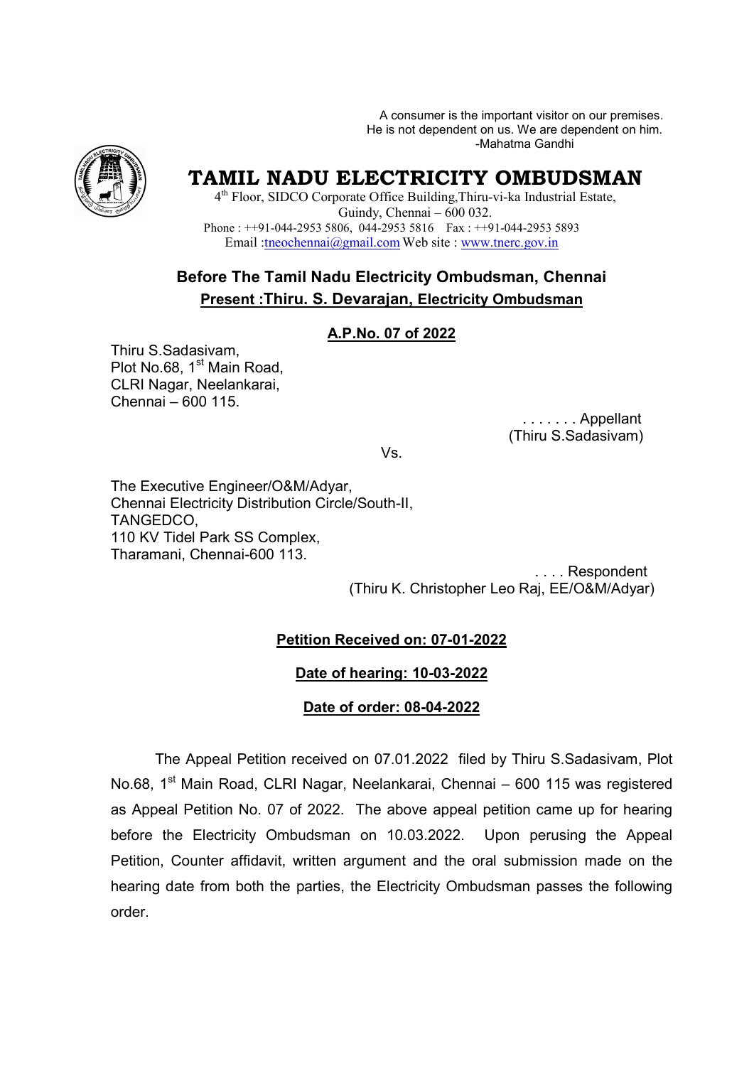A consumer is the important visitor on our premises.
He is not dependent on us. We are dependent on him.
-Mahatma Gandhi

# TAMIL NADU ELECTRICITY OMBUDSMAN

4th Floor, SIDCO Corporate Office Building,Thiru-vi-ka Industrial Estate,
Guindy, Chennai – 600 032.
Phone : ++91-044-2953 5806, 044-2953 5816 Fax : ++91-044-2953 5893
Email :tneochennai@gmail.com Web site : www.tnerc.gov.in

## Before The Tamil Nadu Electricity Ombudsman, Chennai

**Present :Thiru. S. Devarajan, Electricity Ombudsman**

**A.P.No. 07 of 2022**

Thiru S.Sadasivam,
Plot No.68, 1st Main Road,
CLRI Nagar, Neelankarai,
Chennai – 600 115.

. . . . . . . Appellant
(Thiru S.Sadasivam)

Vs.

The Executive Engineer/O&M/Adyar,
Chennai Electricity Distribution Circle/South-II,
TANGEDCO,
110 KV Tidel Park SS Complex,
Tharamani, Chennai-600 113.

. . . . Respondent
(Thiru K. Christopher Leo Raj, EE/O&M/Adyar)

**Petition Received on: 07-01-2022**

**Date of hearing: 10-03-2022**

**Date of order: 08-04-2022**

The Appeal Petition received on 07.01.2022 filed by Thiru S.Sadasivam, Plot No.68, 1st Main Road, CLRI Nagar, Neelankarai, Chennai – 600 115 was registered as Appeal Petition No. 07 of 2022. The above appeal petition came up for hearing before the Electricity Ombudsman on 10.03.2022. Upon perusing the Appeal Petition, Counter affidavit, written argument and the oral submission made on the hearing date from both the parties, the Electricity Ombudsman passes the following order.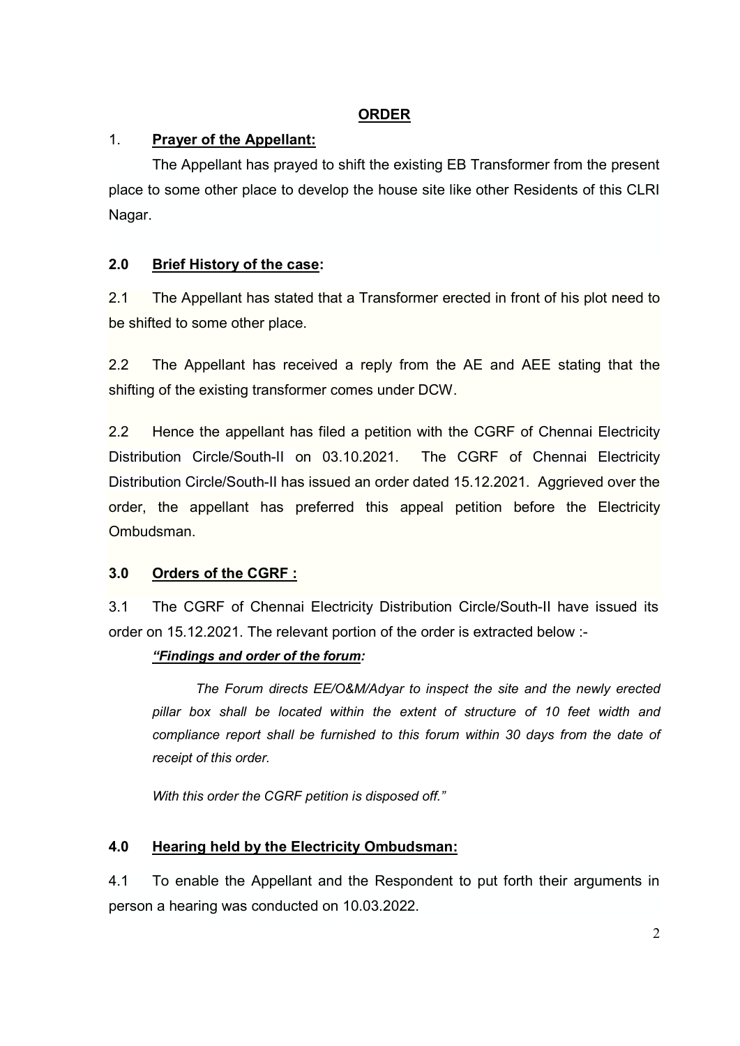## ORDER

### 1. Prayer of the Appellant:

The Appellant has prayed to shift the existing EB Transformer from the present place to some other place to develop the house site like other Residents of this CLRI Nagar.

### 2.0 Brief History of the case:

2.1 The Appellant has stated that a Transformer erected in front of his plot need to be shifted to some other place.

2.2 The Appellant has received a reply from the AE and AEE stating that the shifting of the existing transformer comes under DCW.

2.2 Hence the appellant has filed a petition with the CGRF of Chennai Electricity Distribution Circle/South-II on 03.10.2021. The CGRF of Chennai Electricity Distribution Circle/South-II has issued an order dated 15.12.2021. Aggrieved over the order, the appellant has preferred this appeal petition before the Electricity Ombudsman.

### 3.0 Orders of the CGRF :

3.1 The CGRF of Chennai Electricity Distribution Circle/South-II have issued its order on 15.12.2021. The relevant portion of the order is extracted below :-

***"Findings and order of the forum:***

> *The Forum directs EE/O&M/Adyar to inspect the site and the newly erected pillar box shall be located within the extent of structure of 10 feet width and compliance report shall be furnished to this forum within 30 days from the date of receipt of this order.*
>
> *With this order the CGRF petition is disposed off."*

### 4.0 Hearing held by the Electricity Ombudsman:

4.1 To enable the Appellant and the Respondent to put forth their arguments in person a hearing was conducted on 10.03.2022.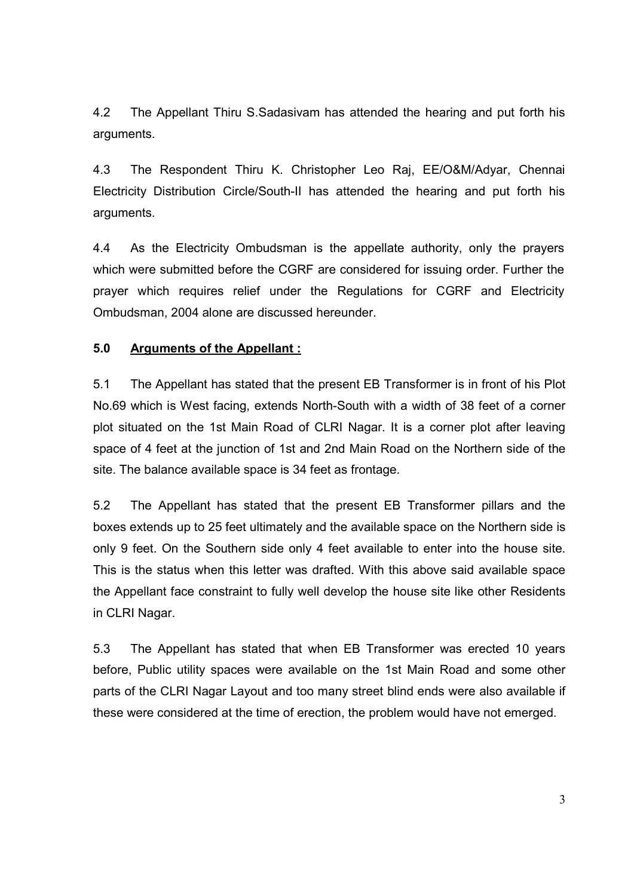4.2 The Appellant Thiru S.Sadasivam has attended the hearing and put forth his arguments.

4.3 The Respondent Thiru K. Christopher Leo Raj, EE/O&M/Adyar, Chennai Electricity Distribution Circle/South-II has attended the hearing and put forth his arguments.

4.4 As the Electricity Ombudsman is the appellate authority, only the prayers which were submitted before the CGRF are considered for issuing order. Further the prayer which requires relief under the Regulations for CGRF and Electricity Ombudsman, 2004 alone are discussed hereunder.

## 5.0 **Arguments of the Appellant :**

5.1 The Appellant has stated that the present EB Transformer is in front of his Plot No.69 which is West facing, extends North-South with a width of 38 feet of a corner plot situated on the 1st Main Road of CLRI Nagar. It is a corner plot after leaving space of 4 feet at the junction of 1st and 2nd Main Road on the Northern side of the site. The balance available space is 34 feet as frontage.

5.2 The Appellant has stated that the present EB Transformer pillars and the boxes extends up to 25 feet ultimately and the available space on the Northern side is only 9 feet. On the Southern side only 4 feet available to enter into the house site. This is the status when this letter was drafted. With this above said available space the Appellant face constraint to fully well develop the house site like other Residents in CLRI Nagar.

5.3 The Appellant has stated that when EB Transformer was erected 10 years before, Public utility spaces were available on the 1st Main Road and some other parts of the CLRI Nagar Layout and too many street blind ends were also available if these were considered at the time of erection, the problem would have not emerged.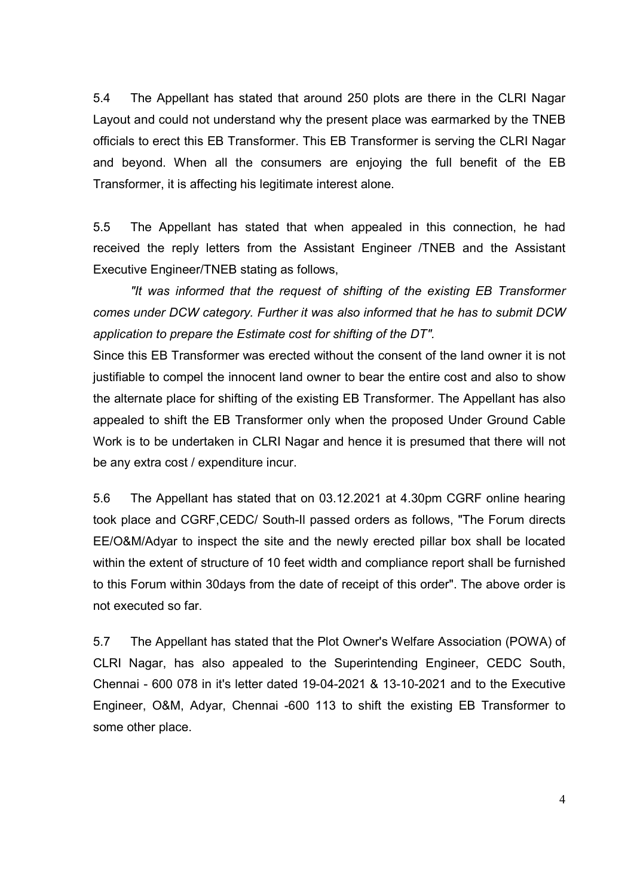5.4 The Appellant has stated that around 250 plots are there in the CLRI Nagar Layout and could not understand why the present place was earmarked by the TNEB officials to erect this EB Transformer. This EB Transformer is serving the CLRI Nagar and beyond. When all the consumers are enjoying the full benefit of the EB Transformer, it is affecting his legitimate interest alone.

5.5 The Appellant has stated that when appealed in this connection, he had received the reply letters from the Assistant Engineer /TNEB and the Assistant Executive Engineer/TNEB stating as follows,

*"It was informed that the request of shifting of the existing EB Transformer comes under DCW category. Further it was also informed that he has to submit DCW application to prepare the Estimate cost for shifting of the DT".*

Since this EB Transformer was erected without the consent of the land owner it is not justifiable to compel the innocent land owner to bear the entire cost and also to show the alternate place for shifting of the existing EB Transformer. The Appellant has also appealed to shift the EB Transformer only when the proposed Under Ground Cable Work is to be undertaken in CLRI Nagar and hence it is presumed that there will not be any extra cost / expenditure incur.

5.6 The Appellant has stated that on 03.12.2021 at 4.30pm CGRF online hearing took place and CGRF,CEDC/ South-II passed orders as follows, "The Forum directs EE/O&M/Adyar to inspect the site and the newly erected pillar box shall be located within the extent of structure of 10 feet width and compliance report shall be furnished to this Forum within 30days from the date of receipt of this order". The above order is not executed so far.

5.7 The Appellant has stated that the Plot Owner's Welfare Association (POWA) of CLRI Nagar, has also appealed to the Superintending Engineer, CEDC South, Chennai - 600 078 in it's letter dated 19-04-2021 & 13-10-2021 and to the Executive Engineer, O&M, Adyar, Chennai -600 113 to shift the existing EB Transformer to some other place.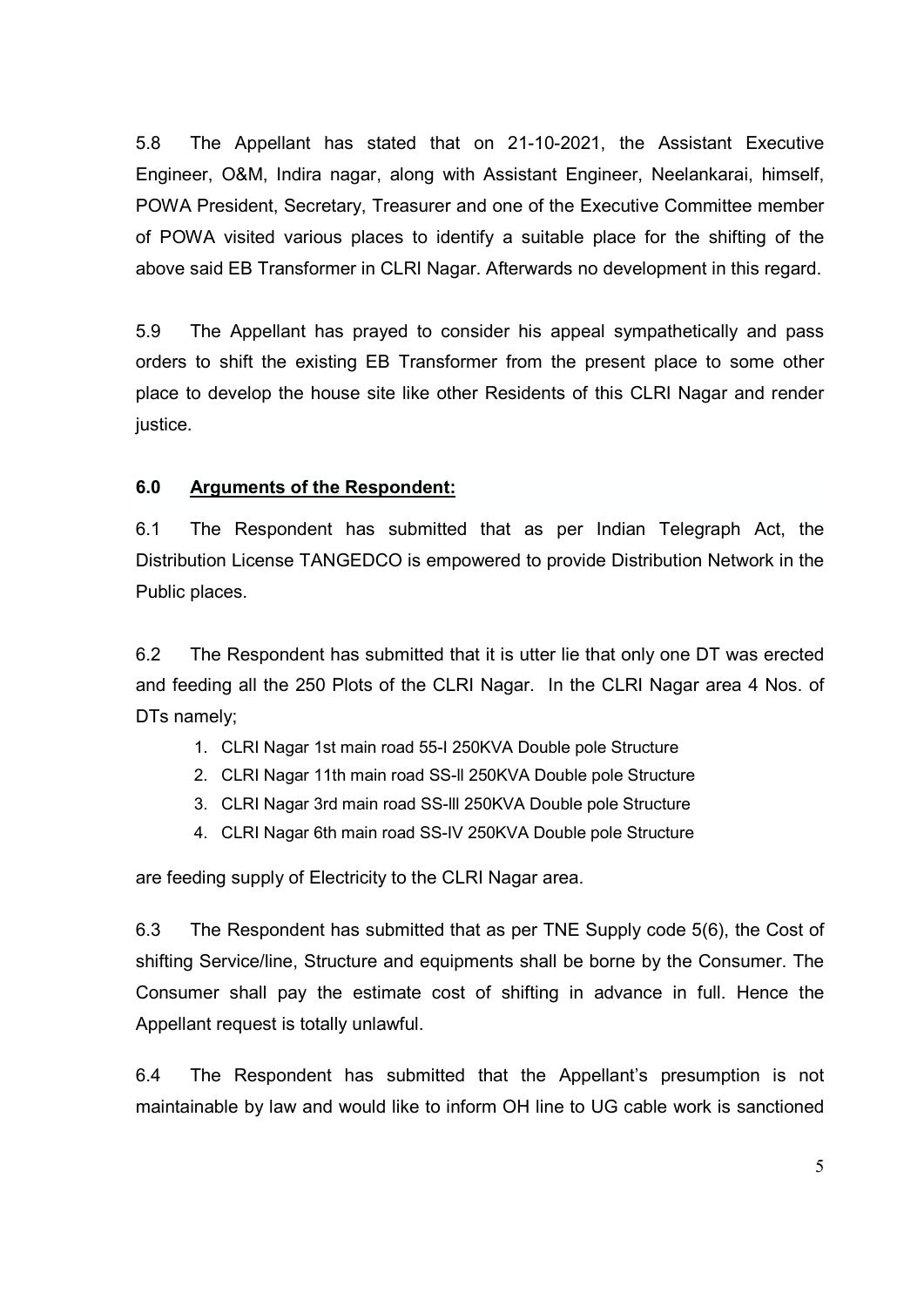5.8 The Appellant has stated that on 21-10-2021, the Assistant Executive Engineer, O&M, Indira nagar, along with Assistant Engineer, Neelankarai, himself, POWA President, Secretary, Treasurer and one of the Executive Committee member of POWA visited various places to identify a suitable place for the shifting of the above said EB Transformer in CLRI Nagar. Afterwards no development in this regard.

5.9 The Appellant has prayed to consider his appeal sympathetically and pass orders to shift the existing EB Transformer from the present place to some other place to develop the house site like other Residents of this CLRI Nagar and render justice.

### 6.0 Arguments of the Respondent:

6.1 The Respondent has submitted that as per Indian Telegraph Act, the Distribution License TANGEDCO is empowered to provide Distribution Network in the Public places.

6.2 The Respondent has submitted that it is utter lie that only one DT was erected and feeding all the 250 Plots of the CLRI Nagar. In the CLRI Nagar area 4 Nos. of DTs namely;

1. CLRI Nagar 1st main road 55-I 250KVA Double pole Structure
2. CLRI Nagar 11th main road SS-II 250KVA Double pole Structure
3. CLRI Nagar 3rd main road SS-III 250KVA Double pole Structure
4. CLRI Nagar 6th main road SS-IV 250KVA Double pole Structure

are feeding supply of Electricity to the CLRI Nagar area.

6.3 The Respondent has submitted that as per TNE Supply code 5(6), the Cost of shifting Service/line, Structure and equipments shall be borne by the Consumer. The Consumer shall pay the estimate cost of shifting in advance in full. Hence the Appellant request is totally unlawful.

6.4 The Respondent has submitted that the Appellant's presumption is not maintainable by law and would like to inform OH line to UG cable work is sanctioned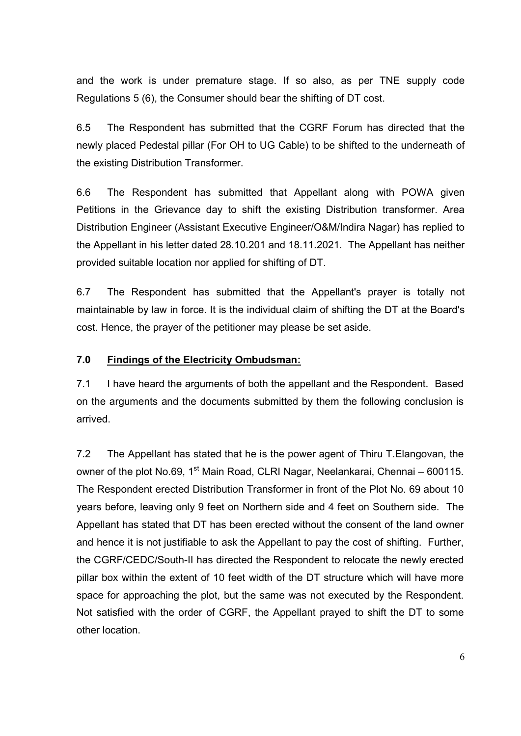and the work is under premature stage. If so also, as per TNE supply code Regulations 5 (6), the Consumer should bear the shifting of DT cost.

6.5 The Respondent has submitted that the CGRF Forum has directed that the newly placed Pedestal pillar (For OH to UG Cable) to be shifted to the underneath of the existing Distribution Transformer.

6.6 The Respondent has submitted that Appellant along with POWA given Petitions in the Grievance day to shift the existing Distribution transformer. Area Distribution Engineer (Assistant Executive Engineer/O&M/Indira Nagar) has replied to the Appellant in his letter dated 28.10.201 and 18.11.2021. The Appellant has neither provided suitable location nor applied for shifting of DT.

6.7 The Respondent has submitted that the Appellant's prayer is totally not maintainable by law in force. It is the individual claim of shifting the DT at the Board's cost. Hence, the prayer of the petitioner may please be set aside.

## 7.0 Findings of the Electricity Ombudsman:

7.1 I have heard the arguments of both the appellant and the Respondent. Based on the arguments and the documents submitted by them the following conclusion is arrived.

7.2 The Appellant has stated that he is the power agent of Thiru T.Elangovan, the owner of the plot No.69, 1st Main Road, CLRI Nagar, Neelankarai, Chennai – 600115. The Respondent erected Distribution Transformer in front of the Plot No. 69 about 10 years before, leaving only 9 feet on Northern side and 4 feet on Southern side. The Appellant has stated that DT has been erected without the consent of the land owner and hence it is not justifiable to ask the Appellant to pay the cost of shifting. Further, the CGRF/CEDC/South-II has directed the Respondent to relocate the newly erected pillar box within the extent of 10 feet width of the DT structure which will have more space for approaching the plot, but the same was not executed by the Respondent. Not satisfied with the order of CGRF, the Appellant prayed to shift the DT to some other location.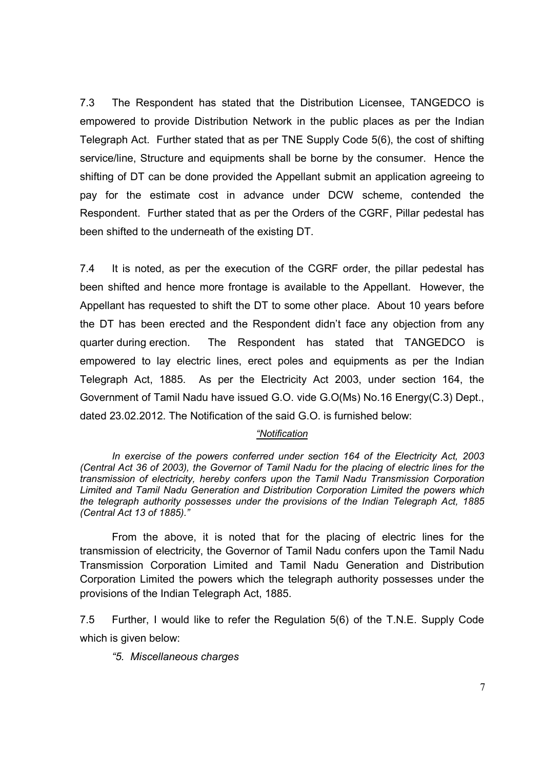7.3 The Respondent has stated that the Distribution Licensee, TANGEDCO is empowered to provide Distribution Network in the public places as per the Indian Telegraph Act. Further stated that as per TNE Supply Code 5(6), the cost of shifting service/line, Structure and equipments shall be borne by the consumer. Hence the shifting of DT can be done provided the Appellant submit an application agreeing to pay for the estimate cost in advance under DCW scheme, contended the Respondent. Further stated that as per the Orders of the CGRF, Pillar pedestal has been shifted to the underneath of the existing DT.

7.4 It is noted, as per the execution of the CGRF order, the pillar pedestal has been shifted and hence more frontage is available to the Appellant. However, the Appellant has requested to shift the DT to some other place. About 10 years before the DT has been erected and the Respondent didn't face any objection from any quarter during erection. The Respondent has stated that TANGEDCO is empowered to lay electric lines, erect poles and equipments as per the Indian Telegraph Act, 1885. As per the Electricity Act 2003, under section 164, the Government of Tamil Nadu have issued G.O. vide G.O(Ms) No.16 Energy(C.3) Dept., dated 23.02.2012. The Notification of the said G.O. is furnished below:

<u>*"Notification*</u>

*In exercise of the powers conferred under section 164 of the Electricity Act, 2003 (Central Act 36 of 2003), the Governor of Tamil Nadu for the placing of electric lines for the transmission of electricity, hereby confers upon the Tamil Nadu Transmission Corporation Limited and Tamil Nadu Generation and Distribution Corporation Limited the powers which the telegraph authority possesses under the provisions of the Indian Telegraph Act, 1885 (Central Act 13 of 1885)."*

From the above, it is noted that for the placing of electric lines for the transmission of electricity, the Governor of Tamil Nadu confers upon the Tamil Nadu Transmission Corporation Limited and Tamil Nadu Generation and Distribution Corporation Limited the powers which the telegraph authority possesses under the provisions of the Indian Telegraph Act, 1885.

7.5 Further, I would like to refer the Regulation 5(6) of the T.N.E. Supply Code which is given below:

*"5. Miscellaneous charges*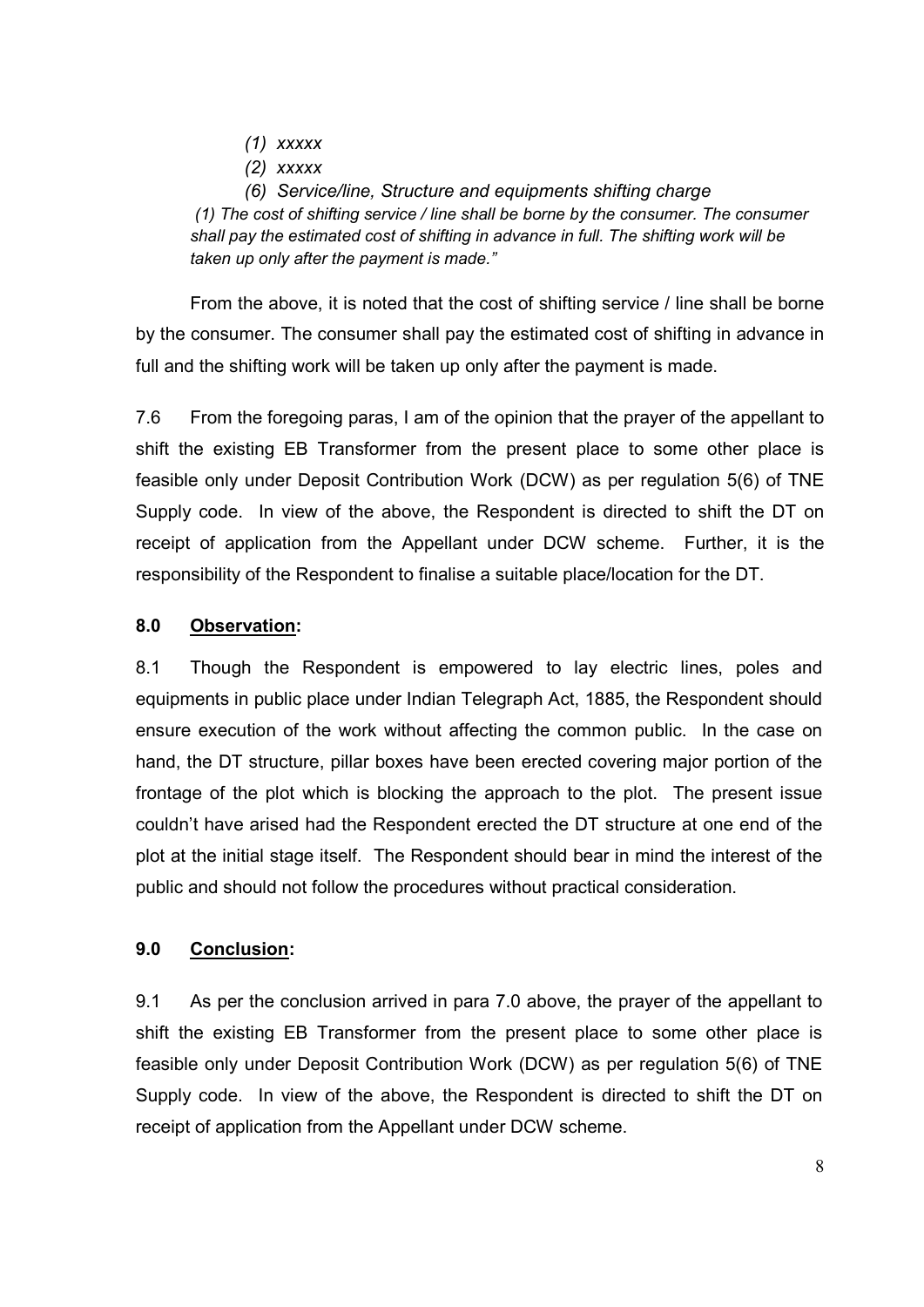*(1) xxxxx*

*(2) xxxxx*

*(6) Service/line, Structure and equipments shifting charge*

*(1) The cost of shifting service / line shall be borne by the consumer. The consumer shall pay the estimated cost of shifting in advance in full. The shifting work will be taken up only after the payment is made."*

From the above, it is noted that the cost of shifting service / line shall be borne by the consumer. The consumer shall pay the estimated cost of shifting in advance in full and the shifting work will be taken up only after the payment is made.

7.6 From the foregoing paras, I am of the opinion that the prayer of the appellant to shift the existing EB Transformer from the present place to some other place is feasible only under Deposit Contribution Work (DCW) as per regulation 5(6) of TNE Supply code. In view of the above, the Respondent is directed to shift the DT on receipt of application from the Appellant under DCW scheme. Further, it is the responsibility of the Respondent to finalise a suitable place/location for the DT.

**8.0 <u>Observation</u>:**

8.1 Though the Respondent is empowered to lay electric lines, poles and equipments in public place under Indian Telegraph Act, 1885, the Respondent should ensure execution of the work without affecting the common public. In the case on hand, the DT structure, pillar boxes have been erected covering major portion of the frontage of the plot which is blocking the approach to the plot. The present issue couldn't have arised had the Respondent erected the DT structure at one end of the plot at the initial stage itself. The Respondent should bear in mind the interest of the public and should not follow the procedures without practical consideration.

**9.0 <u>Conclusion</u>:**

9.1 As per the conclusion arrived in para 7.0 above, the prayer of the appellant to shift the existing EB Transformer from the present place to some other place is feasible only under Deposit Contribution Work (DCW) as per regulation 5(6) of TNE Supply code. In view of the above, the Respondent is directed to shift the DT on receipt of application from the Appellant under DCW scheme.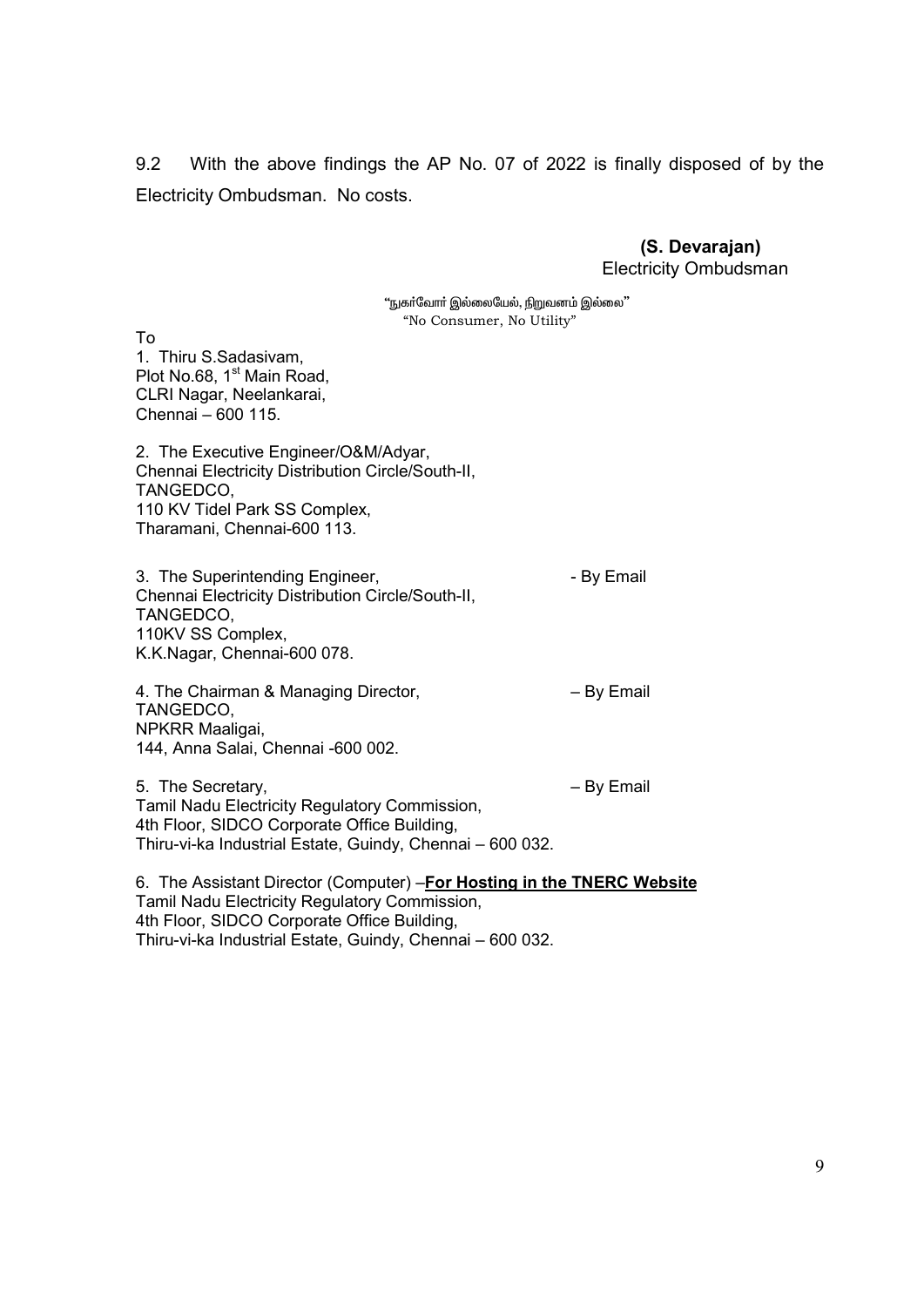9.2 With the above findings the AP No. 07 of 2022 is finally disposed of by the Electricity Ombudsman. No costs.

**(S. Devarajan)**
Electricity Ombudsman

"நுகர்வோர் இல்லையேல், நிறுவனம் இல்லை"
"No Consumer, No Utility"

To

1. Thiru S.Sadasivam,
Plot No.68, 1st Main Road,
CLRI Nagar, Neelankarai,
Chennai – 600 115.

2. The Executive Engineer/O&M/Adyar,
Chennai Electricity Distribution Circle/South-II,
TANGEDCO,
110 KV Tidel Park SS Complex,
Tharamani, Chennai-600 113.

3. The Superintending Engineer, - By Email
Chennai Electricity Distribution Circle/South-II,
TANGEDCO,
110KV SS Complex,
K.K.Nagar, Chennai-600 078.

4. The Chairman & Managing Director, – By Email
TANGEDCO,
NPKRR Maaligai,
144, Anna Salai, Chennai -600 002.

5. The Secretary, – By Email
Tamil Nadu Electricity Regulatory Commission,
4th Floor, SIDCO Corporate Office Building,
Thiru-vi-ka Industrial Estate, Guindy, Chennai – 600 032.

6. The Assistant Director (Computer) –**For Hosting in the TNERC Website**
Tamil Nadu Electricity Regulatory Commission,
4th Floor, SIDCO Corporate Office Building,
Thiru-vi-ka Industrial Estate, Guindy, Chennai – 600 032.